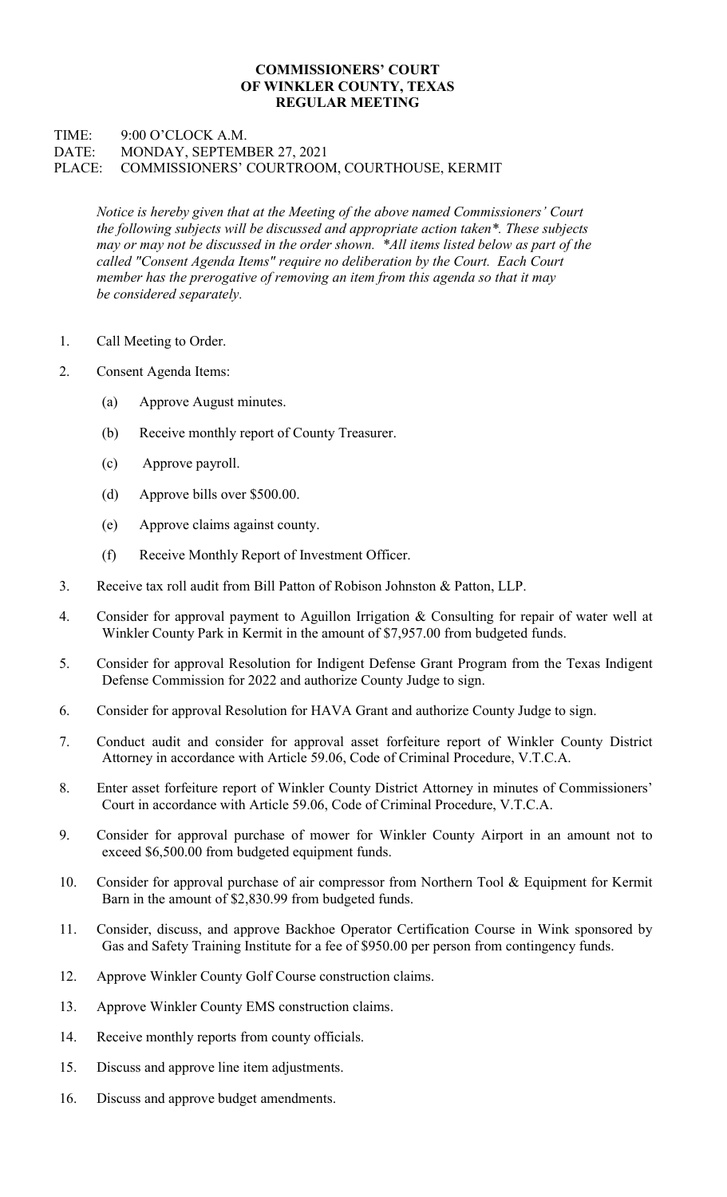# COMMISSIONERS' COURT
# OF WINKLER COUNTY, TEXAS
# REGULAR MEETING

TIME: 9:00 O'CLOCK A.M.
DATE: MONDAY, SEPTEMBER 27, 2021
PLACE: COMMISSIONERS' COURTROOM, COURTHOUSE, KERMIT

*Notice is hereby given that at the Meeting of the above named Commissioners' Court the following subjects will be discussed and appropriate action taken\*. These subjects may or may not be discussed in the order shown. \*All items listed below as part of the called "Consent Agenda Items" require no deliberation by the Court. Each Court member has the prerogative of removing an item from this agenda so that it may be considered separately.*

1. Call Meeting to Order.
2. Consent Agenda Items:
   - (a) Approve August minutes.
   - (b) Receive monthly report of County Treasurer.
   - (c) Approve payroll.
   - (d) Approve bills over $500.00.
   - (e) Approve claims against county.
   - (f) Receive Monthly Report of Investment Officer.
3. Receive tax roll audit from Bill Patton of Robison Johnston & Patton, LLP.
4. Consider for approval payment to Aguillon Irrigation & Consulting for repair of water well at Winkler County Park in Kermit in the amount of $7,957.00 from budgeted funds.
5. Consider for approval Resolution for Indigent Defense Grant Program from the Texas Indigent Defense Commission for 2022 and authorize County Judge to sign.
6. Consider for approval Resolution for HAVA Grant and authorize County Judge to sign.
7. Conduct audit and consider for approval asset forfeiture report of Winkler County District Attorney in accordance with Article 59.06, Code of Criminal Procedure, V.T.C.A.
8. Enter asset forfeiture report of Winkler County District Attorney in minutes of Commissioners' Court in accordance with Article 59.06, Code of Criminal Procedure, V.T.C.A.
9. Consider for approval purchase of mower for Winkler County Airport in an amount not to exceed $6,500.00 from budgeted equipment funds.
10. Consider for approval purchase of air compressor from Northern Tool & Equipment for Kermit Barn in the amount of $2,830.99 from budgeted funds.
11. Consider, discuss, and approve Backhoe Operator Certification Course in Wink sponsored by Gas and Safety Training Institute for a fee of $950.00 per person from contingency funds.
12. Approve Winkler County Golf Course construction claims.
13. Approve Winkler County EMS construction claims.
14. Receive monthly reports from county officials.
15. Discuss and approve line item adjustments.
16. Discuss and approve budget amendments.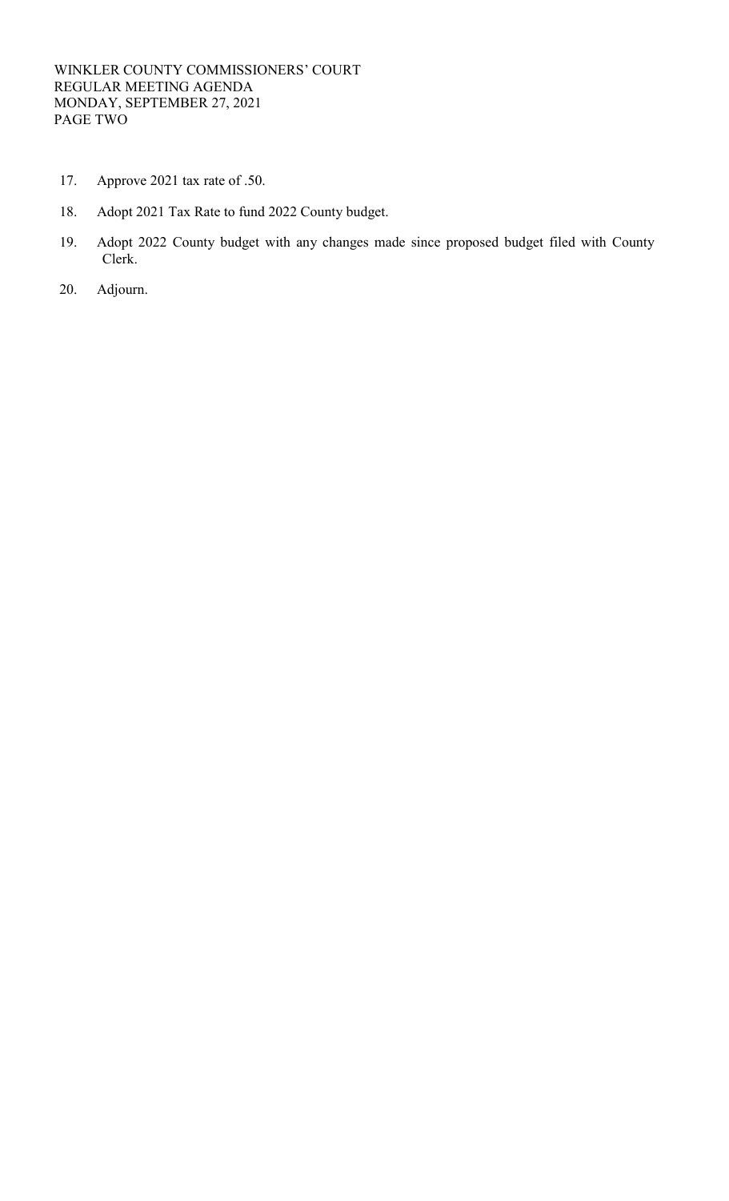17. Approve 2021 tax rate of .50.
18. Adopt 2021 Tax Rate to fund 2022 County budget.
19. Adopt 2022 County budget with any changes made since proposed budget filed with County Clerk.
20. Adjourn.